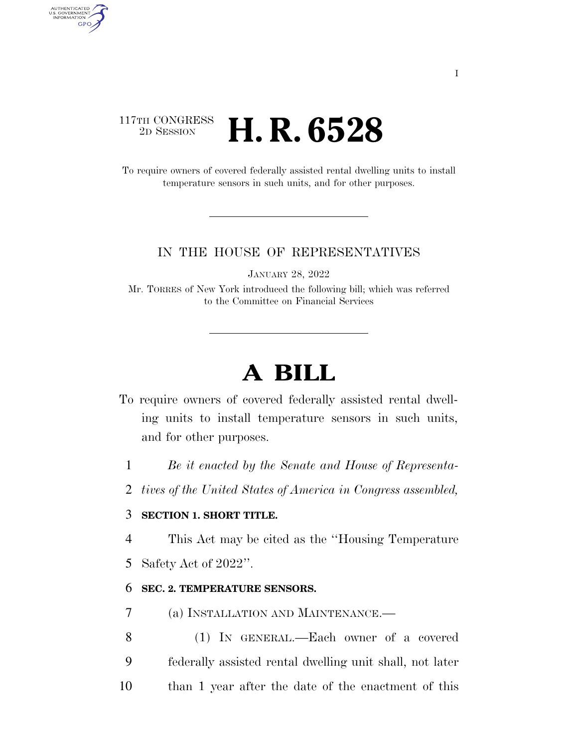117TH CONGRESS
2D SESSION

# H. R. 6528

To require owners of covered federally assisted rental dwelling units to install temperature sensors in such units, and for other purposes.

IN THE HOUSE OF REPRESENTATIVES

JANUARY 28, 2022

Mr. TORRES of New York introduced the following bill; which was referred to the Committee on Financial Services

# A BILL

To require owners of covered federally assisted rental dwelling units to install temperature sensors in such units, and for other purposes.

*Be it enacted by the Senate and House of Representatives of the United States of America in Congress assembled,*

**SECTION 1. SHORT TITLE.**

This Act may be cited as the ''Housing Temperature Safety Act of 2022''.

**SEC. 2. TEMPERATURE SENSORS.**

(a) INSTALLATION AND MAINTENANCE.—

(1) IN GENERAL.—Each owner of a covered federally assisted rental dwelling unit shall, not later than 1 year after the date of the enactment of this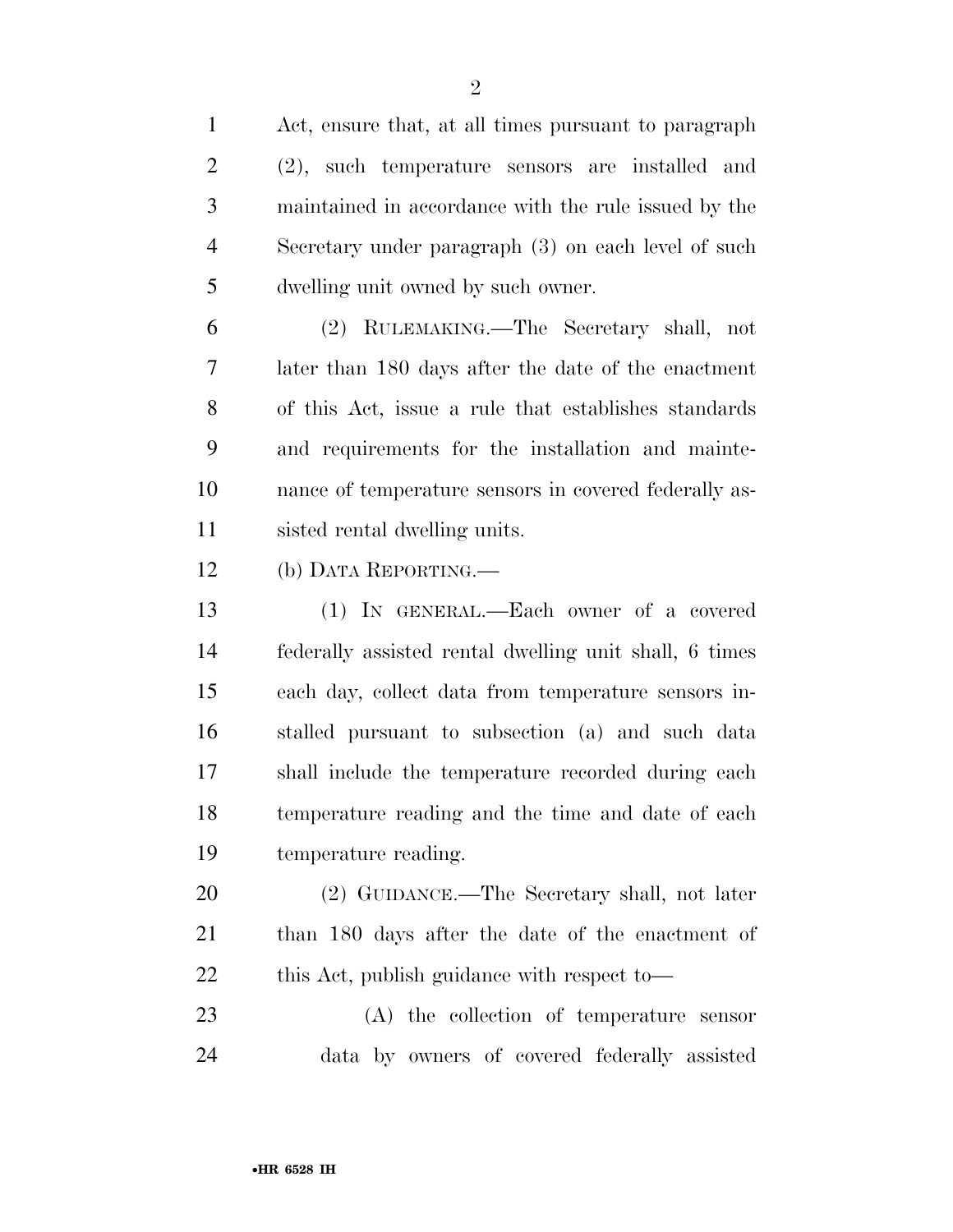Act, ensure that, at all times pursuant to paragraph (2), such temperature sensors are installed and maintained in accordance with the rule issued by the Secretary under paragraph (3) on each level of such dwelling unit owned by such owner.

(2) RULEMAKING.—The Secretary shall, not later than 180 days after the date of the enactment of this Act, issue a rule that establishes standards and requirements for the installation and maintenance of temperature sensors in covered federally assisted rental dwelling units.

(b) DATA REPORTING.—

(1) IN GENERAL.—Each owner of a covered federally assisted rental dwelling unit shall, 6 times each day, collect data from temperature sensors installed pursuant to subsection (a) and such data shall include the temperature recorded during each temperature reading and the time and date of each temperature reading.

(2) GUIDANCE.—The Secretary shall, not later than 180 days after the date of the enactment of this Act, publish guidance with respect to—

(A) the collection of temperature sensor data by owners of covered federally assisted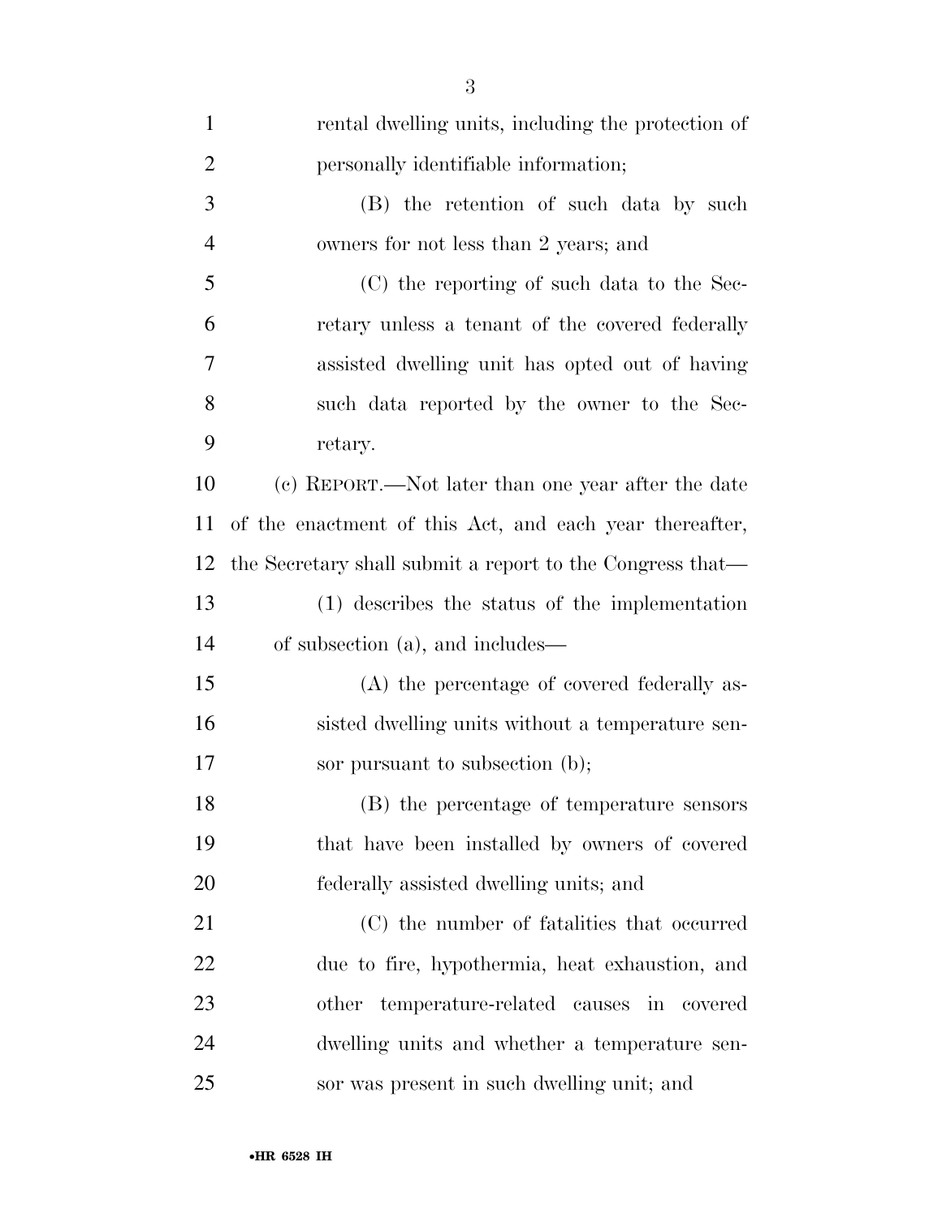rental dwelling units, including the protection of personally identifiable information;

(B) the retention of such data by such owners for not less than 2 years; and

(C) the reporting of such data to the Secretary unless a tenant of the covered federally assisted dwelling unit has opted out of having such data reported by the owner to the Secretary.

(c) REPORT.—Not later than one year after the date of the enactment of this Act, and each year thereafter, the Secretary shall submit a report to the Congress that—

(1) describes the status of the implementation of subsection (a), and includes—

(A) the percentage of covered federally assisted dwelling units without a temperature sensor pursuant to subsection (b);

(B) the percentage of temperature sensors that have been installed by owners of covered federally assisted dwelling units; and

(C) the number of fatalities that occurred due to fire, hypothermia, heat exhaustion, and other temperature-related causes in covered dwelling units and whether a temperature sensor was present in such dwelling unit; and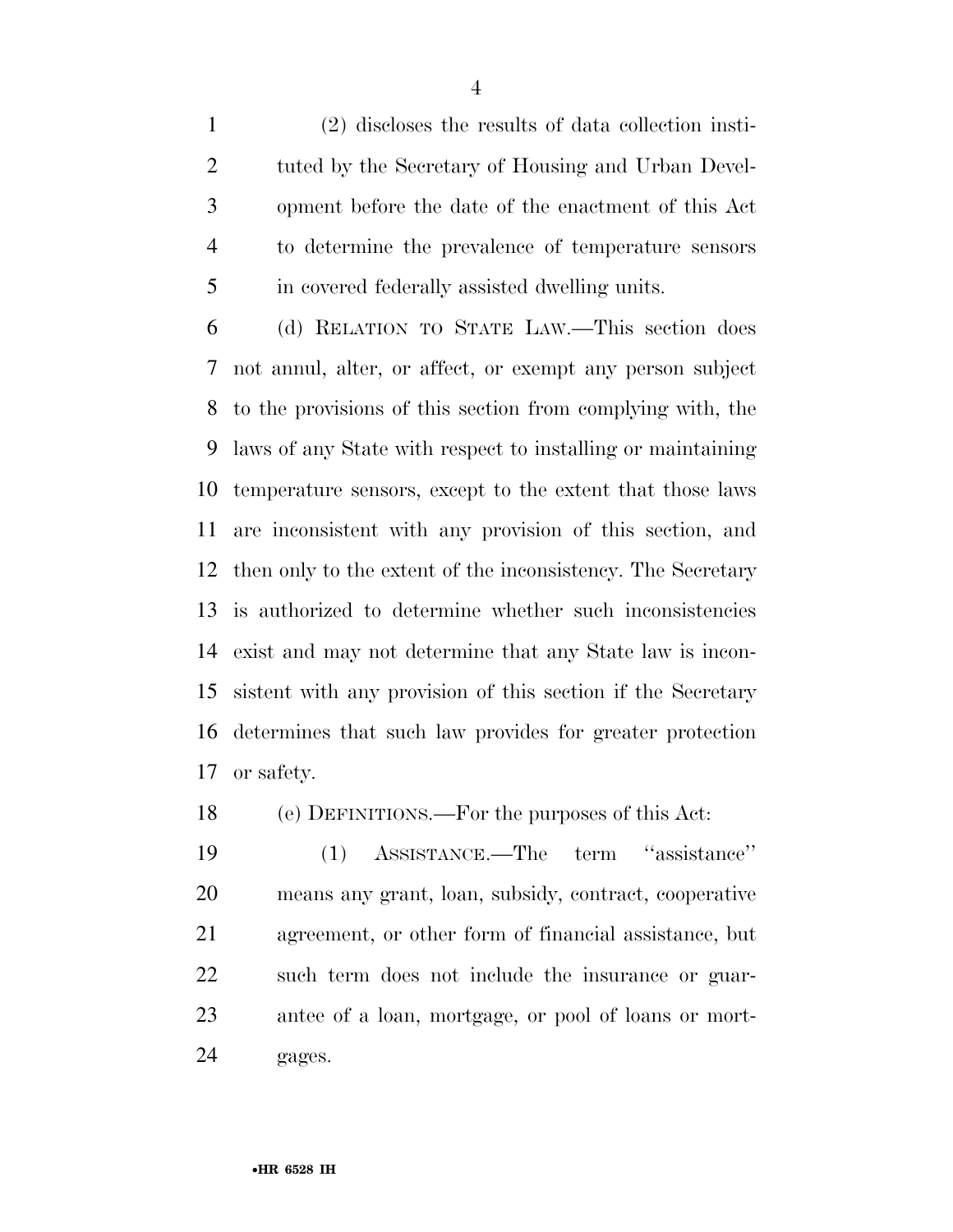(2) discloses the results of data collection instituted by the Secretary of Housing and Urban Development before the date of the enactment of this Act to determine the prevalence of temperature sensors in covered federally assisted dwelling units.

(d) RELATION TO STATE LAW.—This section does not annul, alter, or affect, or exempt any person subject to the provisions of this section from complying with, the laws of any State with respect to installing or maintaining temperature sensors, except to the extent that those laws are inconsistent with any provision of this section, and then only to the extent of the inconsistency. The Secretary is authorized to determine whether such inconsistencies exist and may not determine that any State law is inconsistent with any provision of this section if the Secretary determines that such law provides for greater protection or safety.

(e) DEFINITIONS.—For the purposes of this Act:

(1) ASSISTANCE.—The term "assistance" means any grant, loan, subsidy, contract, cooperative agreement, or other form of financial assistance, but such term does not include the insurance or guarantee of a loan, mortgage, or pool of loans or mortgages.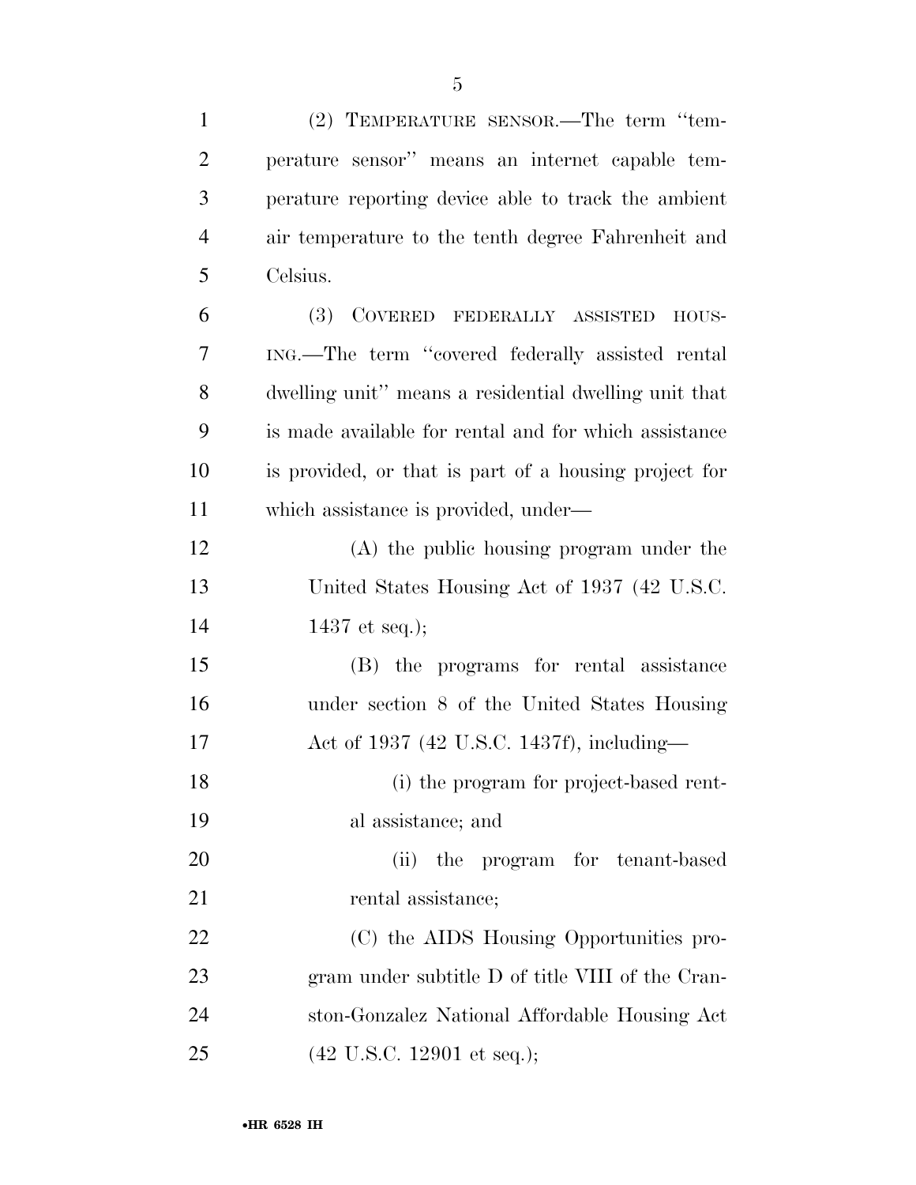(2) TEMPERATURE SENSOR.—The term "temperature sensor" means an internet capable temperature reporting device able to track the ambient air temperature to the tenth degree Fahrenheit and Celsius.

(3) COVERED FEDERALLY ASSISTED HOUSING.—The term "covered federally assisted rental dwelling unit" means a residential dwelling unit that is made available for rental and for which assistance is provided, or that is part of a housing project for which assistance is provided, under—

(A) the public housing program under the United States Housing Act of 1937 (42 U.S.C. 1437 et seq.);

(B) the programs for rental assistance under section 8 of the United States Housing Act of 1937 (42 U.S.C. 1437f), including—

(i) the program for project-based rental assistance; and

(ii) the program for tenant-based rental assistance;

(C) the AIDS Housing Opportunities program under subtitle D of title VIII of the Cranston-Gonzalez National Affordable Housing Act (42 U.S.C. 12901 et seq.);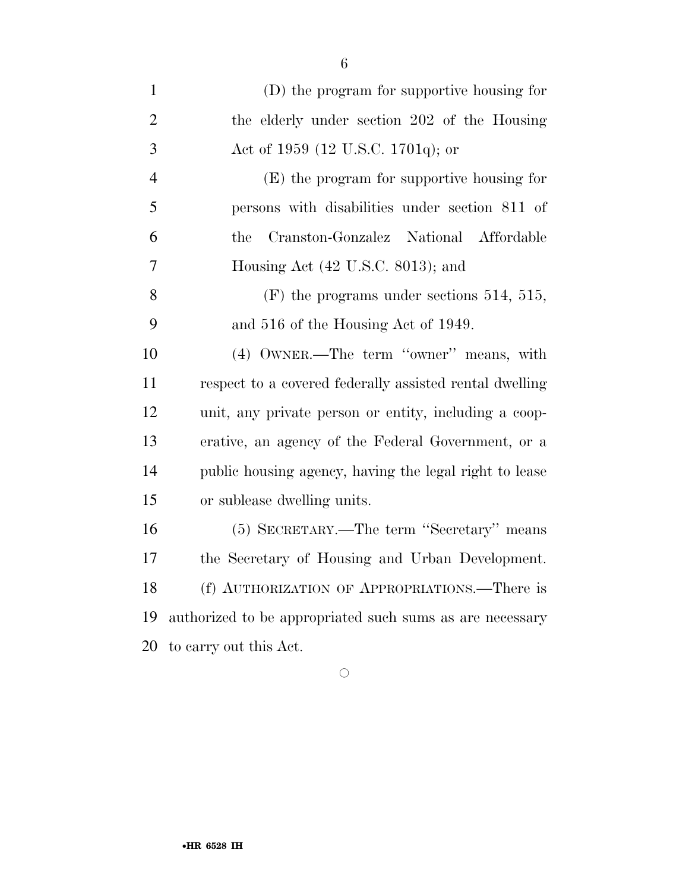(D) the program for supportive housing for the elderly under section 202 of the Housing Act of 1959 (12 U.S.C. 1701q); or

(E) the program for supportive housing for persons with disabilities under section 811 of the Cranston-Gonzalez National Affordable Housing Act (42 U.S.C. 8013); and

(F) the programs under sections 514, 515, and 516 of the Housing Act of 1949.

(4) OWNER.—The term ''owner'' means, with respect to a covered federally assisted rental dwelling unit, any private person or entity, including a cooperative, an agency of the Federal Government, or a public housing agency, having the legal right to lease or sublease dwelling units.

(5) SECRETARY.—The term ''Secretary'' means the Secretary of Housing and Urban Development.

(f) AUTHORIZATION OF APPROPRIATIONS.—There is authorized to be appropriated such sums as are necessary to carry out this Act.

○